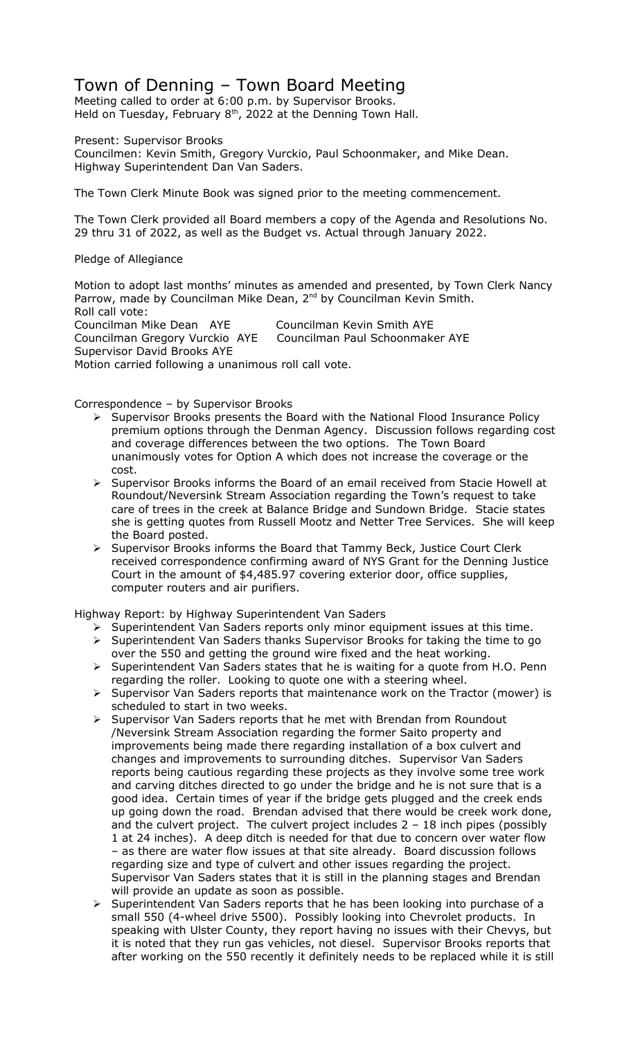# Town of Denning – Town Board Meeting

Meeting called to order at 6:00 p.m. by Supervisor Brooks.
Held on Tuesday, February 8th, 2022 at the Denning Town Hall.

Present: Supervisor Brooks
Councilmen: Kevin Smith, Gregory Vurckio, Paul Schoonmaker, and Mike Dean.
Highway Superintendent Dan Van Saders.

The Town Clerk Minute Book was signed prior to the meeting commencement.

The Town Clerk provided all Board members a copy of the Agenda and Resolutions No. 29 thru 31 of 2022, as well as the Budget vs. Actual through January 2022.

Pledge of Allegiance

Motion to adopt last months' minutes as amended and presented, by Town Clerk Nancy Parrow, made by Councilman Mike Dean, 2nd by Councilman Kevin Smith.
Roll call vote:
Councilman Mike Dean AYE Councilman Kevin Smith AYE
Councilman Gregory Vurckio AYE Councilman Paul Schoonmaker AYE
Supervisor David Brooks AYE
Motion carried following a unanimous roll call vote.

Correspondence – by Supervisor Brooks

- Supervisor Brooks presents the Board with the National Flood Insurance Policy premium options through the Denman Agency. Discussion follows regarding cost and coverage differences between the two options. The Town Board unanimously votes for Option A which does not increase the coverage or the cost.
- Supervisor Brooks informs the Board of an email received from Stacie Howell at Roundout/Neversink Stream Association regarding the Town's request to take care of trees in the creek at Balance Bridge and Sundown Bridge. Stacie states she is getting quotes from Russell Mootz and Netter Tree Services. She will keep the Board posted.
- Supervisor Brooks informs the Board that Tammy Beck, Justice Court Clerk received correspondence confirming award of NYS Grant for the Denning Justice Court in the amount of $4,485.97 covering exterior door, office supplies, computer routers and air purifiers.

Highway Report: by Highway Superintendent Van Saders

- Superintendent Van Saders reports only minor equipment issues at this time.
- Superintendent Van Saders thanks Supervisor Brooks for taking the time to go over the 550 and getting the ground wire fixed and the heat working.
- Superintendent Van Saders states that he is waiting for a quote from H.O. Penn regarding the roller. Looking to quote one with a steering wheel.
- Supervisor Van Saders reports that maintenance work on the Tractor (mower) is scheduled to start in two weeks.
- Supervisor Van Saders reports that he met with Brendan from Roundout /Neversink Stream Association regarding the former Saito property and improvements being made there regarding installation of a box culvert and changes and improvements to surrounding ditches. Supervisor Van Saders reports being cautious regarding these projects as they involve some tree work and carving ditches directed to go under the bridge and he is not sure that is a good idea. Certain times of year if the bridge gets plugged and the creek ends up going down the road. Brendan advised that there would be creek work done, and the culvert project. The culvert project includes 2 – 18 inch pipes (possibly 1 at 24 inches). A deep ditch is needed for that due to concern over water flow – as there are water flow issues at that site already. Board discussion follows regarding size and type of culvert and other issues regarding the project. Supervisor Van Saders states that it is still in the planning stages and Brendan will provide an update as soon as possible.
- Superintendent Van Saders reports that he has been looking into purchase of a small 550 (4-wheel drive 5500). Possibly looking into Chevrolet products. In speaking with Ulster County, they report having no issues with their Chevys, but it is noted that they run gas vehicles, not diesel. Supervisor Brooks reports that after working on the 550 recently it definitely needs to be replaced while it is still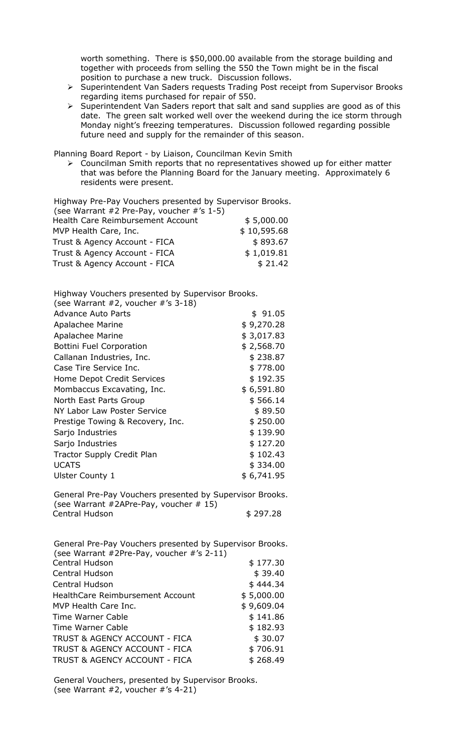worth something. There is $50,000.00 available from the storage building and together with proceeds from selling the 550 the Town might be in the fiscal position to purchase a new truck. Discussion follows.

- Superintendent Van Saders requests Trading Post receipt from Supervisor Brooks regarding items purchased for repair of 550.
- Superintendent Van Saders report that salt and sand supplies are good as of this date. The green salt worked well over the weekend during the ice storm through Monday night's freezing temperatures. Discussion followed regarding possible future need and supply for the remainder of this season.

Planning Board Report - by Liaison, Councilman Kevin Smith

- Councilman Smith reports that no representatives showed up for either matter that was before the Planning Board for the January meeting. Approximately 6 residents were present.

Highway Pre-Pay Vouchers presented by Supervisor Brooks.
(see Warrant #2 Pre-Pay, voucher #'s 1-5)

| | |
|---|---|
| Health Care Reimbursement Account | $ 5,000.00 |
| MVP Health Care, Inc. | $ 10,595.68 |
| Trust & Agency Account - FICA | $ 893.67 |
| Trust & Agency Account - FICA | $ 1,019.81 |
| Trust & Agency Account - FICA | $ 21.42 |

Highway Vouchers presented by Supervisor Brooks.
(see Warrant #2, voucher #'s 3-18)

| | |
|---|---|
| Advance Auto Parts | $ 91.05 |
| Apalachee Marine | $ 9,270.28 |
| Apalachee Marine | $ 3,017.83 |
| Bottini Fuel Corporation | $ 2,568.70 |
| Callanan Industries, Inc. | $ 238.87 |
| Case Tire Service Inc. | $ 778.00 |
| Home Depot Credit Services | $ 192.35 |
| Mombaccus Excavating, Inc. | $ 6,591.80 |
| North East Parts Group | $ 566.14 |
| NY Labor Law Poster Service | $ 89.50 |
| Prestige Towing & Recovery, Inc. | $ 250.00 |
| Sarjo Industries | $ 139.90 |
| Sarjo Industries | $ 127.20 |
| Tractor Supply Credit Plan | $ 102.43 |
| UCATS | $ 334.00 |
| Ulster County 1 | $ 6,741.95 |

General Pre-Pay Vouchers presented by Supervisor Brooks.
(see Warrant #2APre-Pay, voucher # 15)

| | |
|---|---|
| Central Hudson | $ 297.28 |

General Pre-Pay Vouchers presented by Supervisor Brooks.
(see Warrant #2Pre-Pay, voucher #'s 2-11)

| | |
|---|---|
| Central Hudson | $ 177.30 |
| Central Hudson | $ 39.40 |
| Central Hudson | $ 444.34 |
| HealthCare Reimbursement Account | $ 5,000.00 |
| MVP Health Care Inc. | $ 9,609.04 |
| Time Warner Cable | $ 141.86 |
| Time Warner Cable | $ 182.93 |
| TRUST & AGENCY ACCOUNT - FICA | $ 30.07 |
| TRUST & AGENCY ACCOUNT - FICA | $ 706.91 |
| TRUST & AGENCY ACCOUNT - FICA | $ 268.49 |

General Vouchers, presented by Supervisor Brooks.
(see Warrant #2, voucher #'s 4-21)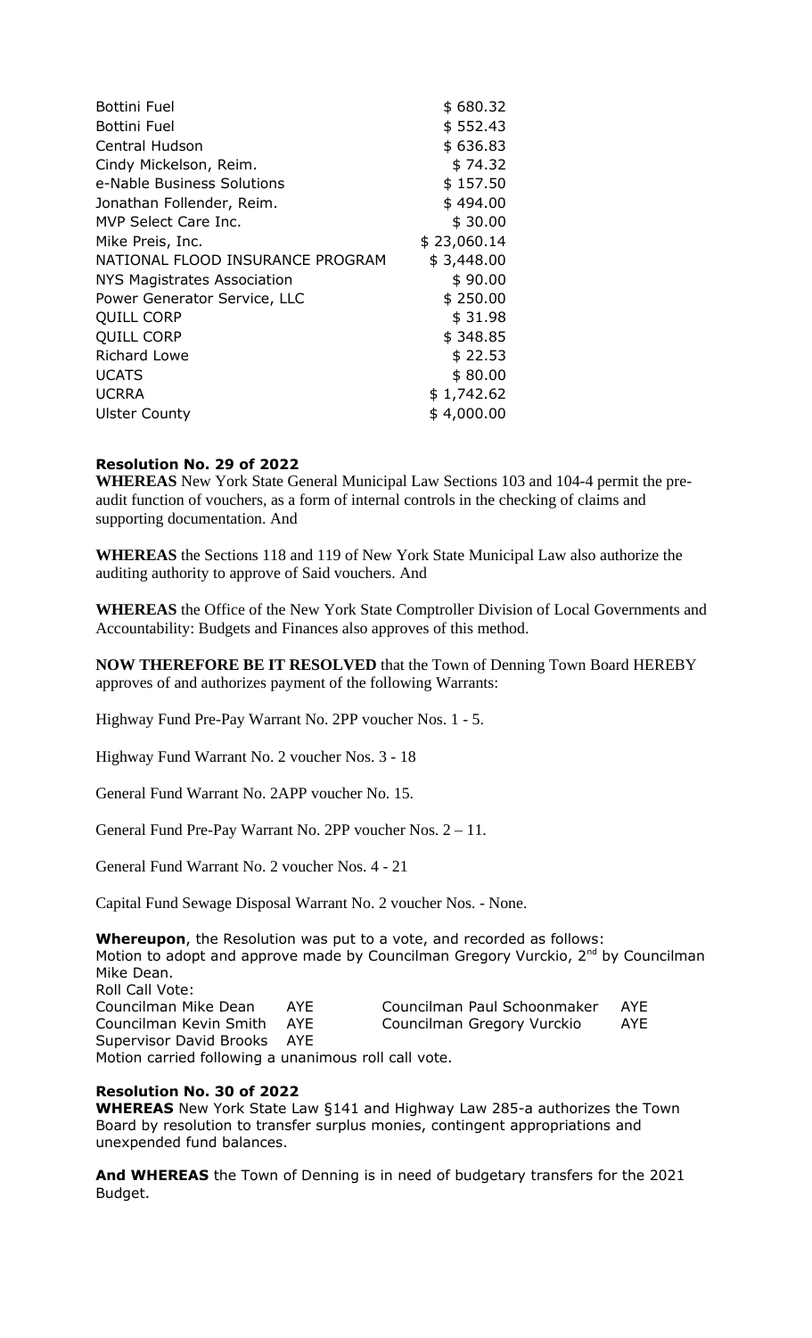| | |
|---|---|
| Bottini Fuel | $ 680.32 |
| Bottini Fuel | $ 552.43 |
| Central Hudson | $ 636.83 |
| Cindy Mickelson, Reim. | $ 74.32 |
| e-Nable Business Solutions | $ 157.50 |
| Jonathan Follender, Reim. | $ 494.00 |
| MVP Select Care Inc. | $ 30.00 |
| Mike Preis, Inc. | $ 23,060.14 |
| NATIONAL FLOOD INSURANCE PROGRAM | $ 3,448.00 |
| NYS Magistrates Association | $ 90.00 |
| Power Generator Service, LLC | $ 250.00 |
| QUILL CORP | $ 31.98 |
| QUILL CORP | $ 348.85 |
| Richard Lowe | $ 22.53 |
| UCATS | $ 80.00 |
| UCRRA | $ 1,742.62 |
| Ulster County | $ 4,000.00 |

**Resolution No. 29 of 2022**

**WHEREAS** New York State General Municipal Law Sections 103 and 104-4 permit the pre-audit function of vouchers, as a form of internal controls in the checking of claims and supporting documentation. And

**WHEREAS** the Sections 118 and 119 of New York State Municipal Law also authorize the auditing authority to approve of Said vouchers. And

**WHEREAS** the Office of the New York State Comptroller Division of Local Governments and Accountability: Budgets and Finances also approves of this method.

**NOW THEREFORE BE IT RESOLVED** that the Town of Denning Town Board HEREBY approves of and authorizes payment of the following Warrants:

Highway Fund Pre-Pay Warrant No. 2PP voucher Nos. 1 - 5.

Highway Fund Warrant No. 2 voucher Nos. 3 - 18

General Fund Warrant No. 2APP voucher No. 15.

General Fund Pre-Pay Warrant No. 2PP voucher Nos. 2 – 11.

General Fund Warrant No. 2 voucher Nos. 4 - 21

Capital Fund Sewage Disposal Warrant No. 2 voucher Nos. - None.

**Whereupon**, the Resolution was put to a vote, and recorded as follows:
Motion to adopt and approve made by Councilman Gregory Vurckio, 2nd by Councilman Mike Dean.
Roll Call Vote:

| | | | |
|---|---|---|---|
| Councilman Mike Dean | AYE | Councilman Paul Schoonmaker | AYE |
| Councilman Kevin Smith | AYE | Councilman Gregory Vurckio | AYE |
| Supervisor David Brooks | AYE | | |

Motion carried following a unanimous roll call vote.

**Resolution No. 30 of 2022**

**WHEREAS** New York State Law §141 and Highway Law 285-a authorizes the Town Board by resolution to transfer surplus monies, contingent appropriations and unexpended fund balances.

**And WHEREAS** the Town of Denning is in need of budgetary transfers for the 2021 Budget.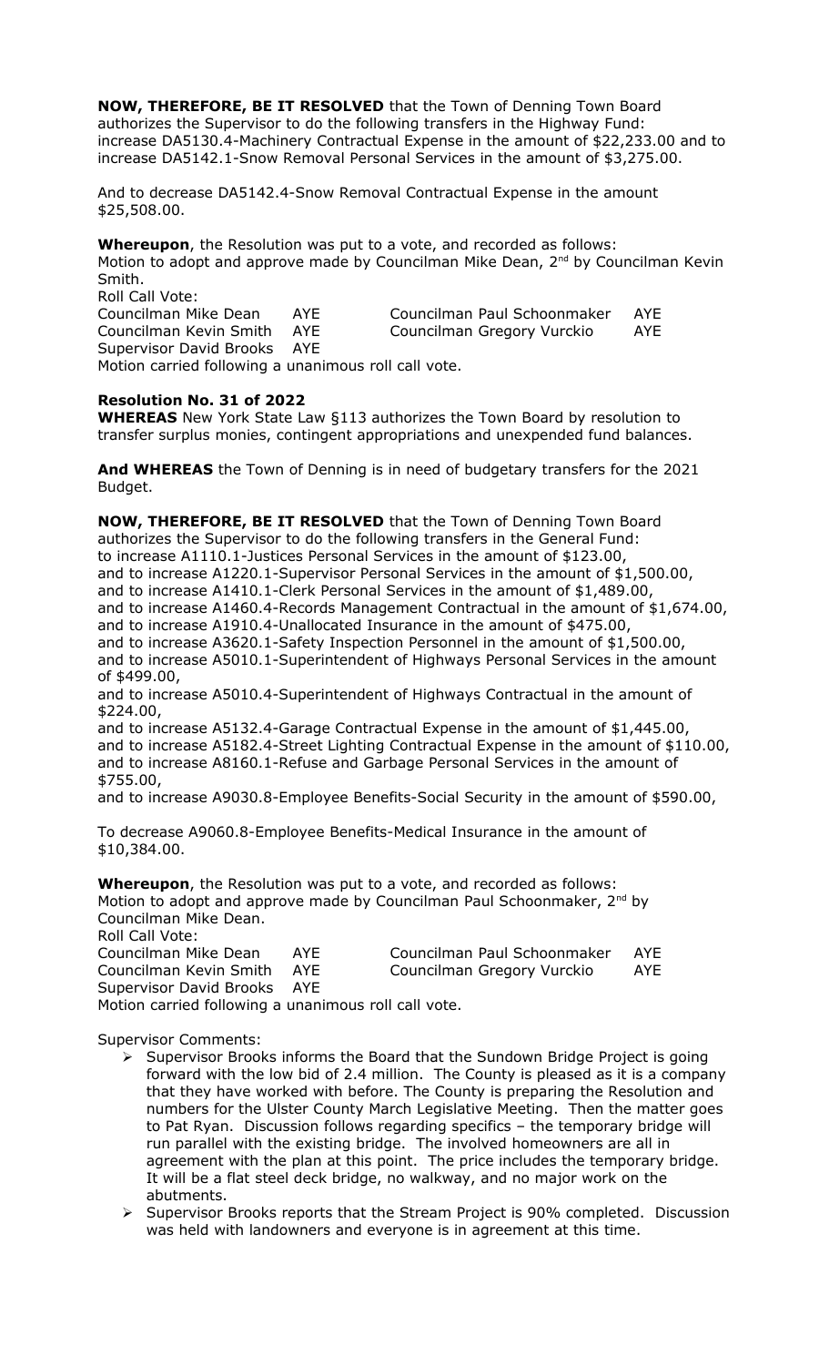**NOW, THEREFORE, BE IT RESOLVED** that the Town of Denning Town Board authorizes the Supervisor to do the following transfers in the Highway Fund: increase DA5130.4-Machinery Contractual Expense in the amount of $22,233.00 and to increase DA5142.1-Snow Removal Personal Services in the amount of $3,275.00.

And to decrease DA5142.4-Snow Removal Contractual Expense in the amount $25,508.00.

**Whereupon**, the Resolution was put to a vote, and recorded as follows:
Motion to adopt and approve made by Councilman Mike Dean, 2nd by Councilman Kevin Smith.

Roll Call Vote:

| | | | |
|---|---|---|---|
| Councilman Mike Dean | AYE | Councilman Paul Schoonmaker | AYE |
| Councilman Kevin Smith | AYE | Councilman Gregory Vurckio | AYE |
| Supervisor David Brooks | AYE | | |

Motion carried following a unanimous roll call vote.

**Resolution No. 31 of 2022**

**WHEREAS** New York State Law §113 authorizes the Town Board by resolution to transfer surplus monies, contingent appropriations and unexpended fund balances.

**And WHEREAS** the Town of Denning is in need of budgetary transfers for the 2021 Budget.

**NOW, THEREFORE, BE IT RESOLVED** that the Town of Denning Town Board authorizes the Supervisor to do the following transfers in the General Fund:
to increase A1110.1-Justices Personal Services in the amount of $123.00,
and to increase A1220.1-Supervisor Personal Services in the amount of $1,500.00,
and to increase A1410.1-Clerk Personal Services in the amount of $1,489.00,
and to increase A1460.4-Records Management Contractual in the amount of $1,674.00,
and to increase A1910.4-Unallocated Insurance in the amount of $475.00,
and to increase A3620.1-Safety Inspection Personnel in the amount of $1,500.00,
and to increase A5010.1-Superintendent of Highways Personal Services in the amount of $499.00,
and to increase A5010.4-Superintendent of Highways Contractual in the amount of $224.00,
and to increase A5132.4-Garage Contractual Expense in the amount of $1,445.00,
and to increase A5182.4-Street Lighting Contractual Expense in the amount of $110.00,
and to increase A8160.1-Refuse and Garbage Personal Services in the amount of $755.00,
and to increase A9030.8-Employee Benefits-Social Security in the amount of $590.00,

To decrease A9060.8-Employee Benefits-Medical Insurance in the amount of $10,384.00.

**Whereupon**, the Resolution was put to a vote, and recorded as follows:
Motion to adopt and approve made by Councilman Paul Schoonmaker, 2nd by Councilman Mike Dean.

Roll Call Vote:

| | | | |
|---|---|---|---|
| Councilman Mike Dean | AYE | Councilman Paul Schoonmaker | AYE |
| Councilman Kevin Smith | AYE | Councilman Gregory Vurckio | AYE |
| Supervisor David Brooks | AYE | | |

Motion carried following a unanimous roll call vote.

Supervisor Comments:

- Supervisor Brooks informs the Board that the Sundown Bridge Project is going forward with the low bid of 2.4 million. The County is pleased as it is a company that they have worked with before. The County is preparing the Resolution and numbers for the Ulster County March Legislative Meeting. Then the matter goes to Pat Ryan. Discussion follows regarding specifics – the temporary bridge will run parallel with the existing bridge. The involved homeowners are all in agreement with the plan at this point. The price includes the temporary bridge. It will be a flat steel deck bridge, no walkway, and no major work on the abutments.
- Supervisor Brooks reports that the Stream Project is 90% completed. Discussion was held with landowners and everyone is in agreement at this time.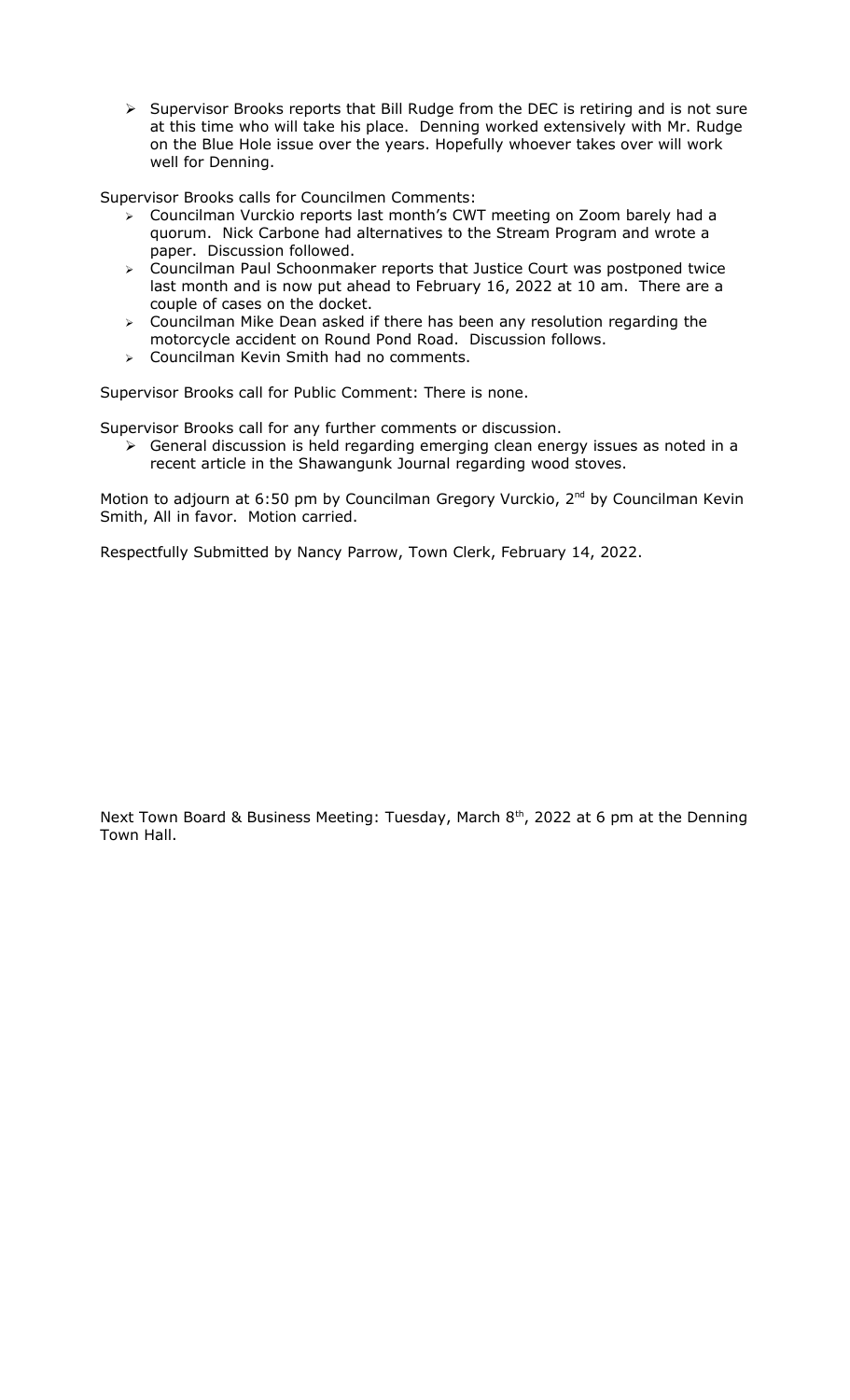- Supervisor Brooks reports that Bill Rudge from the DEC is retiring and is not sure at this time who will take his place. Denning worked extensively with Mr. Rudge on the Blue Hole issue over the years. Hopefully whoever takes over will work well for Denning.

Supervisor Brooks calls for Councilmen Comments:

- Councilman Vurckio reports last month's CWT meeting on Zoom barely had a quorum. Nick Carbone had alternatives to the Stream Program and wrote a paper. Discussion followed.
- Councilman Paul Schoonmaker reports that Justice Court was postponed twice last month and is now put ahead to February 16, 2022 at 10 am. There are a couple of cases on the docket.
- Councilman Mike Dean asked if there has been any resolution regarding the motorcycle accident on Round Pond Road. Discussion follows.
- Councilman Kevin Smith had no comments.

Supervisor Brooks call for Public Comment: There is none.

Supervisor Brooks call for any further comments or discussion.

- General discussion is held regarding emerging clean energy issues as noted in a recent article in the Shawangunk Journal regarding wood stoves.

Motion to adjourn at 6:50 pm by Councilman Gregory Vurckio, 2nd by Councilman Kevin Smith, All in favor. Motion carried.

Respectfully Submitted by Nancy Parrow, Town Clerk, February 14, 2022.

Next Town Board & Business Meeting: Tuesday, March 8th, 2022 at 6 pm at the Denning Town Hall.